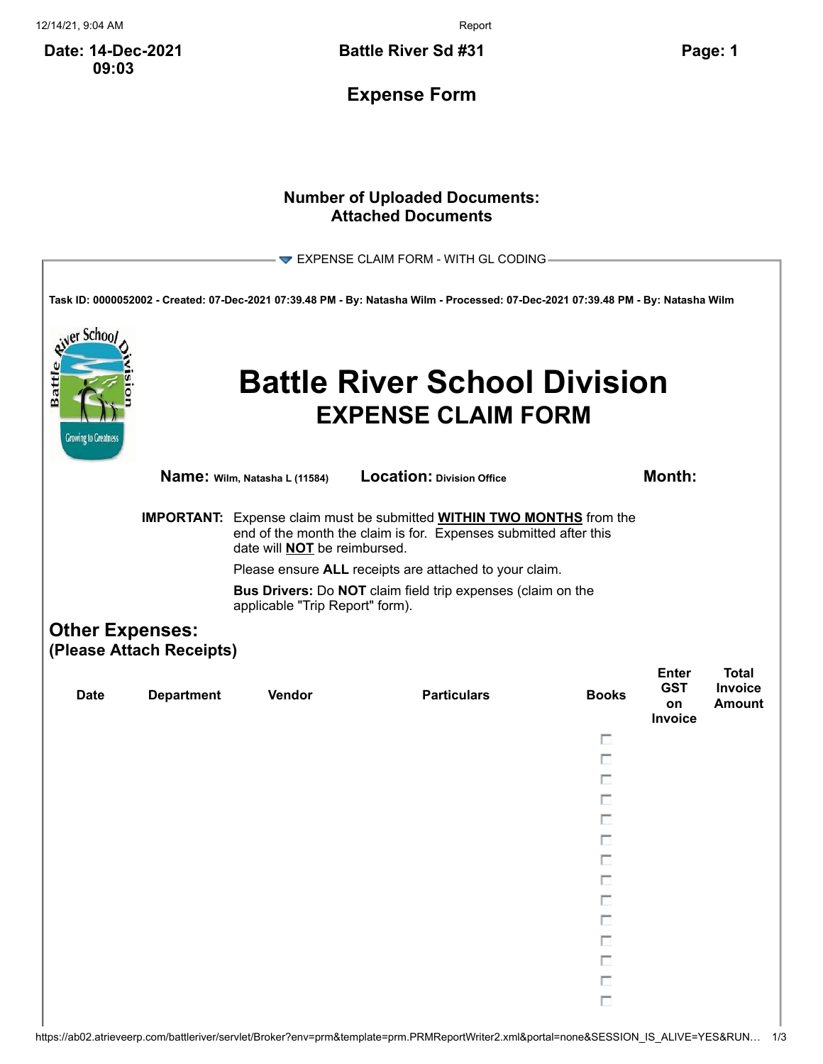**Date: 14-Dec-2021 09:03**

**Battle River Sd #31**

## Expense Form

**Number of Uploaded Documents:**
**Attached Documents**

EXPENSE CLAIM FORM - WITH GL CODING

**Task ID: 0000052002 - Created: 07-Dec-2021 07:39.48 PM - By: Natasha Wilm - Processed: 07-Dec-2021 07:39.48 PM - By: Natasha Wilm**

# Battle River School Division
## EXPENSE CLAIM FORM

**Name:** Wilm, Natasha L (11584) **Location:** Division Office **Month:**

**IMPORTANT:** Expense claim must be submitted **WITHIN TWO MONTHS** from the end of the month the claim is for. Expenses submitted after this date will **NOT** be reimbursed.

Please ensure **ALL** receipts are attached to your claim.

**Bus Drivers:** Do **NOT** claim field trip expenses (claim on the applicable "Trip Report" form).

## Other Expenses:
### (Please Attach Receipts)

| Date | Department | Vendor | Particulars | Books | Enter GST on Invoice | Total Invoice Amount |
|---|---|---|---|---|---|---|
| | | | | ☐ | | |
| | | | | ☐ | | |
| | | | | ☐ | | |
| | | | | ☐ | | |
| | | | | ☐ | | |
| | | | | ☐ | | |
| | | | | ☐ | | |
| | | | | ☐ | | |
| | | | | ☐ | | |
| | | | | ☐ | | |
| | | | | ☐ | | |
| | | | | ☐ | | |
| | | | | ☐ | | |
| | | | | ☐ | | |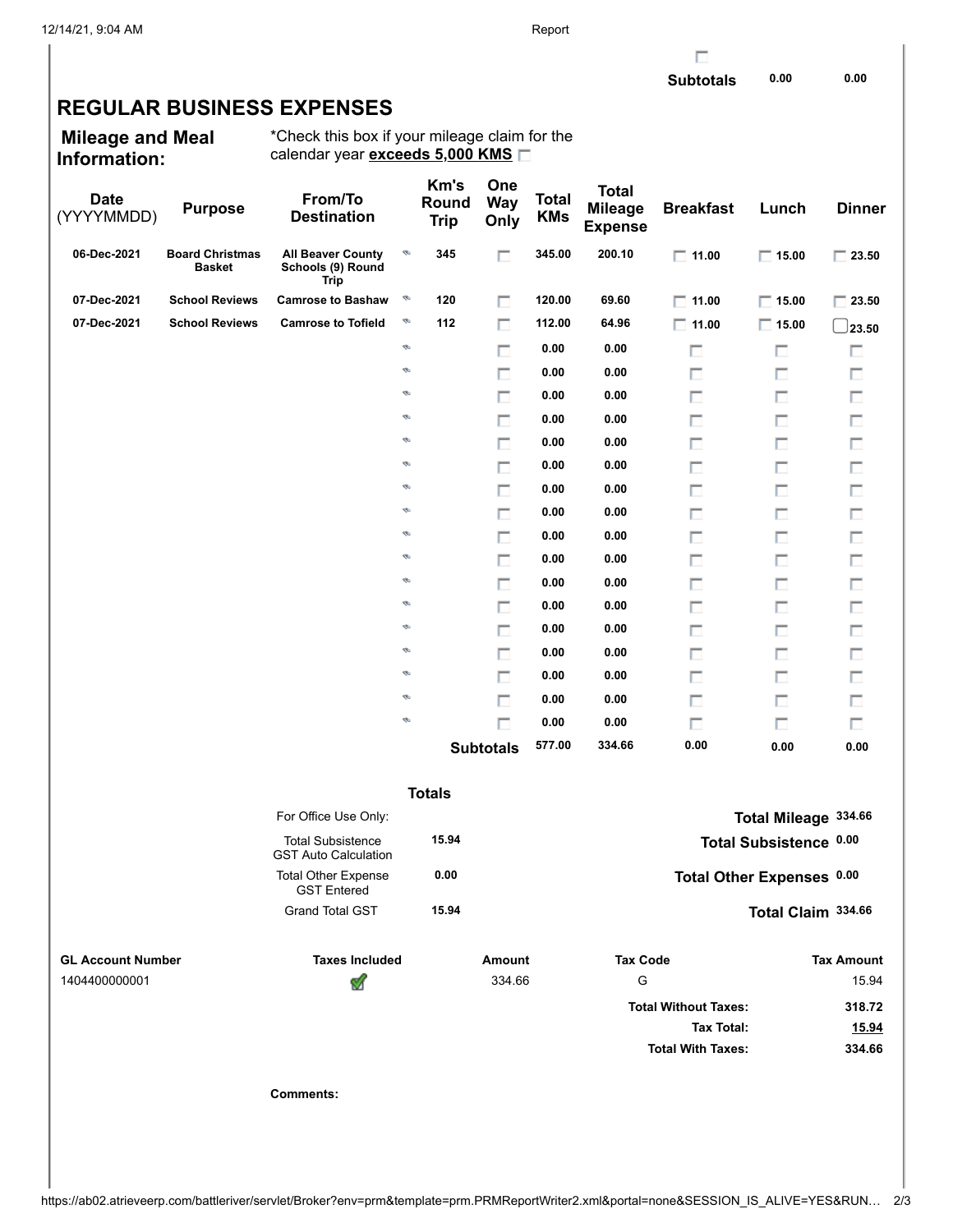| | Subtotals | 0.00 | 0.00 |
|---|---|---|---|

## REGULAR BUSINESS EXPENSES

**Mileage and Meal Information:**

*Check this box if your mileage claim for the calendar year **exceeds 5,000 KMS** ☐

| Date (YYYYMMDD) | Purpose | From/To Destination | Km's Round Trip | One Way Only | Total KMs | Total Mileage Expense | Breakfast | Lunch | Dinner |
|---|---|---|---|---|---|---|---|---|---|
| 06-Dec-2021 | Board Christmas Basket | All Beaver County Schools (9) Round Trip | 345 | ☐ | 345.00 | 200.10 | ☐ 11.00 | ☐ 15.00 | ☐ 23.50 |
| 07-Dec-2021 | School Reviews | Camrose to Bashaw | 120 | ☐ | 120.00 | 69.60 | ☐ 11.00 | ☐ 15.00 | ☐ 23.50 |
| 07-Dec-2021 | School Reviews | Camrose to Tofield | 112 | ☐ | 112.00 | 64.96 | ☐ 11.00 | ☐ 15.00 | ☐ 23.50 |
| | | | | ☐ | 0.00 | 0.00 | ☐ | ☐ | ☐ |
| | | | | ☐ | 0.00 | 0.00 | ☐ | ☐ | ☐ |
| | | | | ☐ | 0.00 | 0.00 | ☐ | ☐ | ☐ |
| | | | | ☐ | 0.00 | 0.00 | ☐ | ☐ | ☐ |
| | | | | ☐ | 0.00 | 0.00 | ☐ | ☐ | ☐ |
| | | | | ☐ | 0.00 | 0.00 | ☐ | ☐ | ☐ |
| | | | | ☐ | 0.00 | 0.00 | ☐ | ☐ | ☐ |
| | | | | ☐ | 0.00 | 0.00 | ☐ | ☐ | ☐ |
| | | | | ☐ | 0.00 | 0.00 | ☐ | ☐ | ☐ |
| | | | | ☐ | 0.00 | 0.00 | ☐ | ☐ | ☐ |
| | | | | ☐ | 0.00 | 0.00 | ☐ | ☐ | ☐ |
| | | | | ☐ | 0.00 | 0.00 | ☐ | ☐ | ☐ |
| | | | | ☐ | 0.00 | 0.00 | ☐ | ☐ | ☐ |
| | | | | ☐ | 0.00 | 0.00 | ☐ | ☐ | ☐ |
| | | | | ☐ | 0.00 | 0.00 | ☐ | ☐ | ☐ |
| | | | | ☐ | 0.00 | 0.00 | ☐ | ☐ | ☐ |
| | | | | ☐ | 0.00 | 0.00 | ☐ | ☐ | ☐ |
| | | | | **Subtotals** | 577.00 | 334.66 | 0.00 | 0.00 | 0.00 |

**Totals**

| For Office Use Only: | | | |
|---|---|---|---|
| Total Subsistence GST Auto Calculation | 15.94 | **Total Mileage** | 334.66 |
| Total Other Expense GST Entered | 0.00 | **Total Subsistence** | 0.00 |
| Grand Total GST | 15.94 | **Total Other Expenses** | 0.00 |
| | | **Total Claim** | 334.66 |

| GL Account Number | Taxes Included | Amount | Tax Code | Tax Amount |
|---|---|---|---|---|
| 1404400000001 | ✔ | 334.66 | G | 15.94 |
| | | | **Total Without Taxes:** | **318.72** |
| | | | **Tax Total:** | **15.94** |
| | | | **Total With Taxes:** | **334.66** |

**Comments:**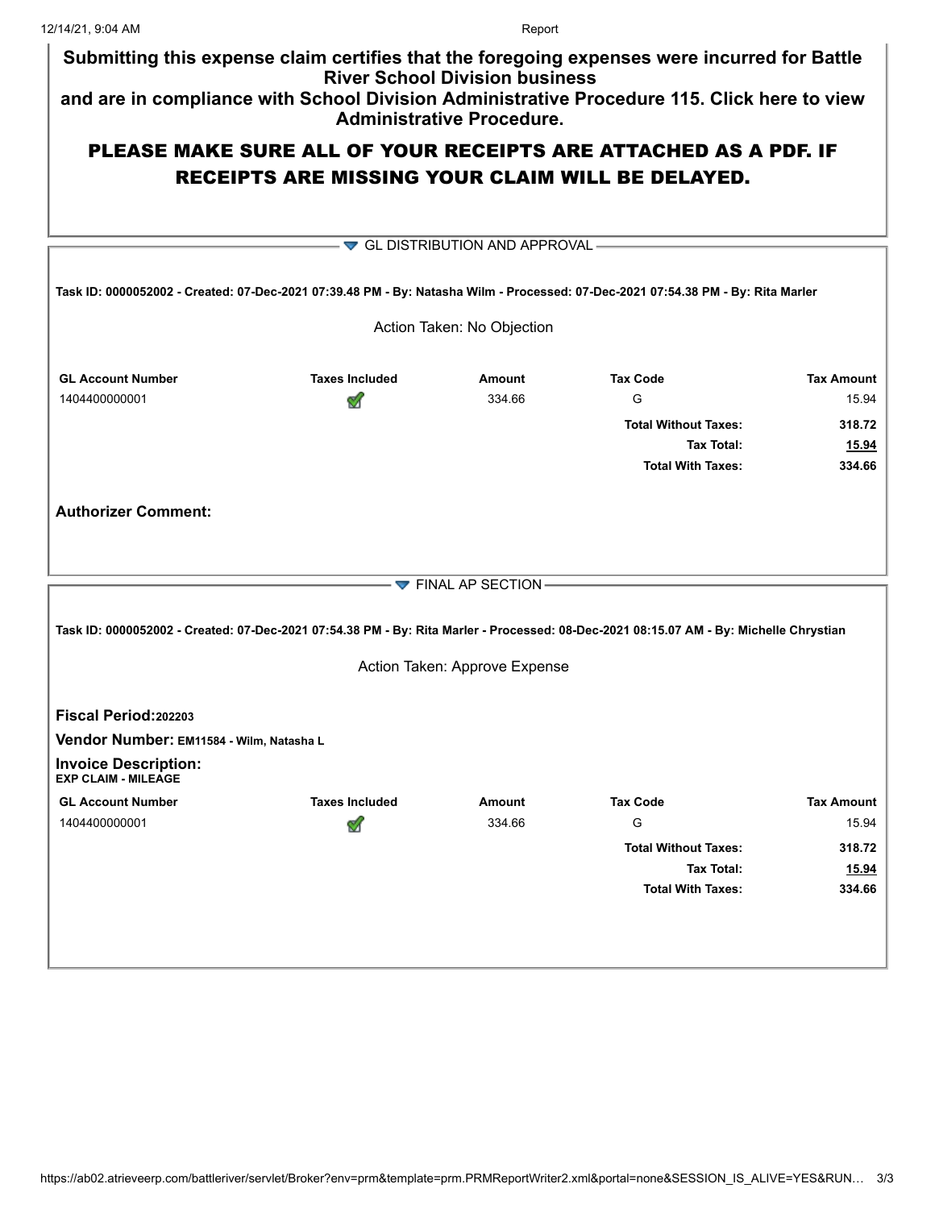**Submitting this expense claim certifies that the foregoing expenses were incurred for Battle River School Division business and are in compliance with School Division Administrative Procedure 115. Click here to view Administrative Procedure.**

## PLEASE MAKE SURE ALL OF YOUR RECEIPTS ARE ATTACHED AS A PDF. IF RECEIPTS ARE MISSING YOUR CLAIM WILL BE DELAYED.

### GL DISTRIBUTION AND APPROVAL

**Task ID: 0000052002 - Created: 07-Dec-2021 07:39.48 PM - By: Natasha Wilm - Processed: 07-Dec-2021 07:54.38 PM - By: Rita Marler**

Action Taken: No Objection

| GL Account Number | Taxes Included | Amount | Tax Code | Tax Amount |
|---|---|---|---|---|
| 1404400000001 | ✔ | 334.66 | G | 15.94 |
| | | | **Total Without Taxes:** | **318.72** |
| | | | **Tax Total:** | **15.94** |
| | | | **Total With Taxes:** | **334.66** |

**Authorizer Comment:**

### FINAL AP SECTION

**Task ID: 0000052002 - Created: 07-Dec-2021 07:54.38 PM - By: Rita Marler - Processed: 08-Dec-2021 08:15.07 AM - By: Michelle Chrystian**

Action Taken: Approve Expense

**Fiscal Period:202203**

**Vendor Number: EM11584 - Wilm, Natasha L**

**Invoice Description:**
**EXP CLAIM - MILEAGE**

| GL Account Number | Taxes Included | Amount | Tax Code | Tax Amount |
|---|---|---|---|---|
| 1404400000001 | ✔ | 334.66 | G | 15.94 |
| | | | **Total Without Taxes:** | **318.72** |
| | | | **Tax Total:** | **15.94** |
| | | | **Total With Taxes:** | **334.66** |